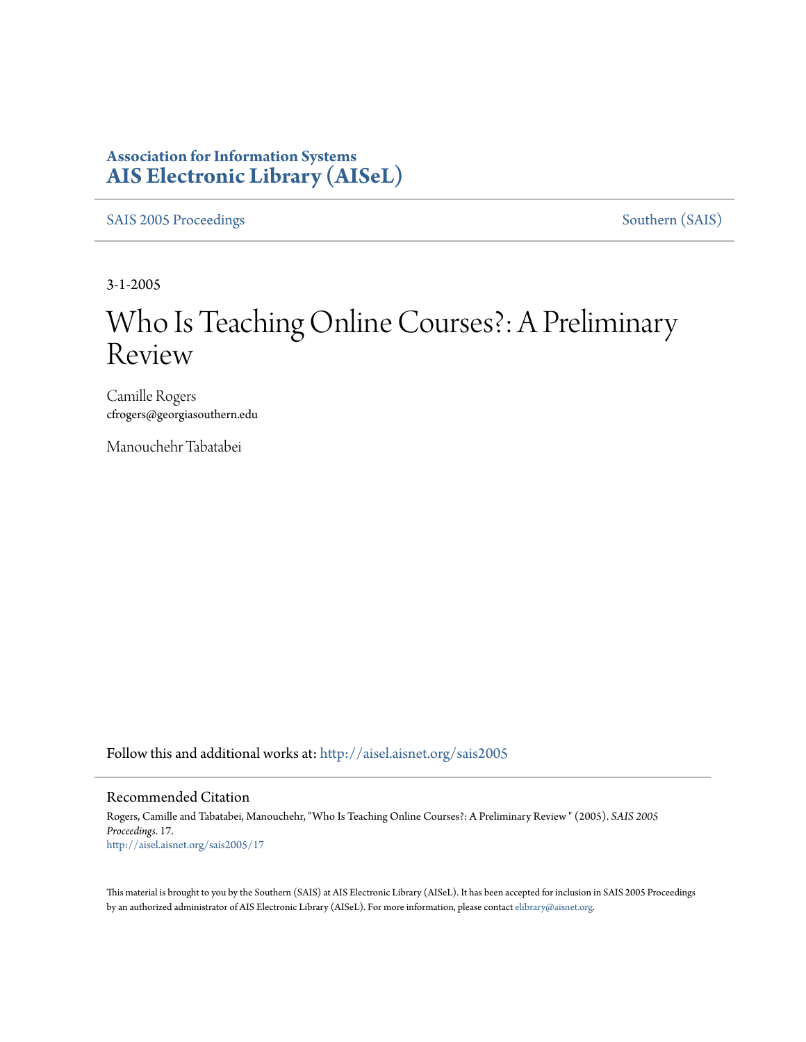**Association for Information Systems**
**AIS Electronic Library (AISeL)**

SAIS 2005 Proceedings | Southern (SAIS)

3-1-2005

# Who Is Teaching Online Courses?: A Preliminary Review

Camille Rogers
cfrogers@georgiasouthern.edu

Manouchehr Tabatabei

Follow this and additional works at: http://aisel.aisnet.org/sais2005

## Recommended Citation

Rogers, Camille and Tabatabei, Manouchehr, "Who Is Teaching Online Courses?: A Preliminary Review " (2005). *SAIS 2005 Proceedings*. 17.
http://aisel.aisnet.org/sais2005/17

This material is brought to you by the Southern (SAIS) at AIS Electronic Library (AISeL). It has been accepted for inclusion in SAIS 2005 Proceedings by an authorized administrator of AIS Electronic Library (AISeL). For more information, please contact elibrary@aisnet.org.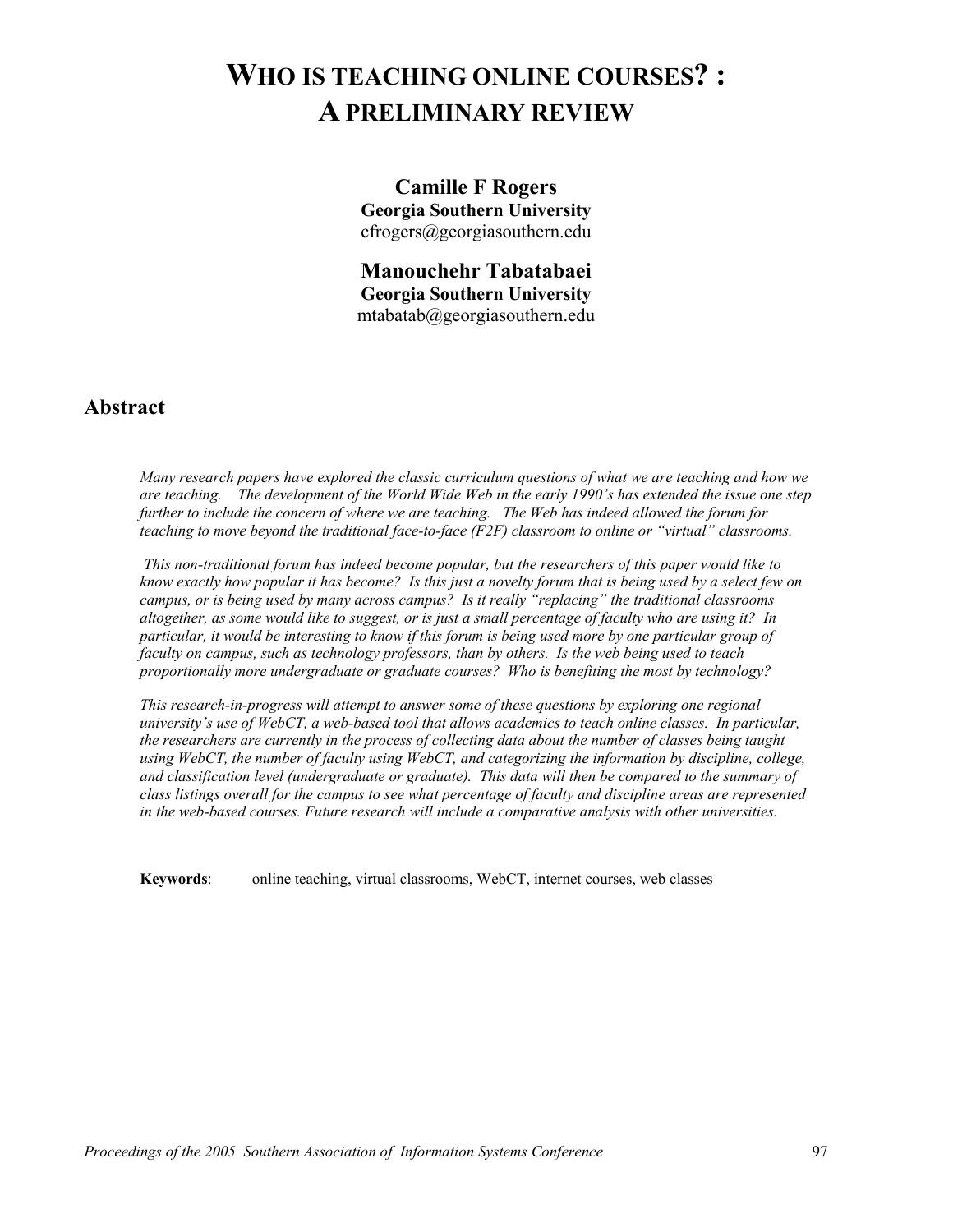# WHO IS TEACHING ONLINE COURSES? : A PRELIMINARY REVIEW

**Camille F Rogers**
**Georgia Southern University**
cfrogers@georgiasouthern.edu

**Manouchehr Tabatabaei**
**Georgia Southern University**
mtabatab@georgiasouthern.edu

## Abstract

*Many research papers have explored the classic curriculum questions of what we are teaching and how we are teaching. The development of the World Wide Web in the early 1990's has extended the issue one step further to include the concern of where we are teaching. The Web has indeed allowed the forum for teaching to move beyond the traditional face-to-face (F2F) classroom to online or "virtual" classrooms.*

*This non-traditional forum has indeed become popular, but the researchers of this paper would like to know exactly how popular it has become? Is this just a novelty forum that is being used by a select few on campus, or is being used by many across campus? Is it really "replacing" the traditional classrooms altogether, as some would like to suggest, or is just a small percentage of faculty who are using it? In particular, it would be interesting to know if this forum is being used more by one particular group of faculty on campus, such as technology professors, than by others. Is the web being used to teach proportionally more undergraduate or graduate courses? Who is benefiting the most by technology?*

*This research-in-progress will attempt to answer some of these questions by exploring one regional university's use of WebCT, a web-based tool that allows academics to teach online classes. In particular, the researchers are currently in the process of collecting data about the number of classes being taught using WebCT, the number of faculty using WebCT, and categorizing the information by discipline, college, and classification level (undergraduate or graduate). This data will then be compared to the summary of class listings overall for the campus to see what percentage of faculty and discipline areas are represented in the web-based courses. Future research will include a comparative analysis with other universities.*

**Keywords**: online teaching, virtual classrooms, WebCT, internet courses, web classes